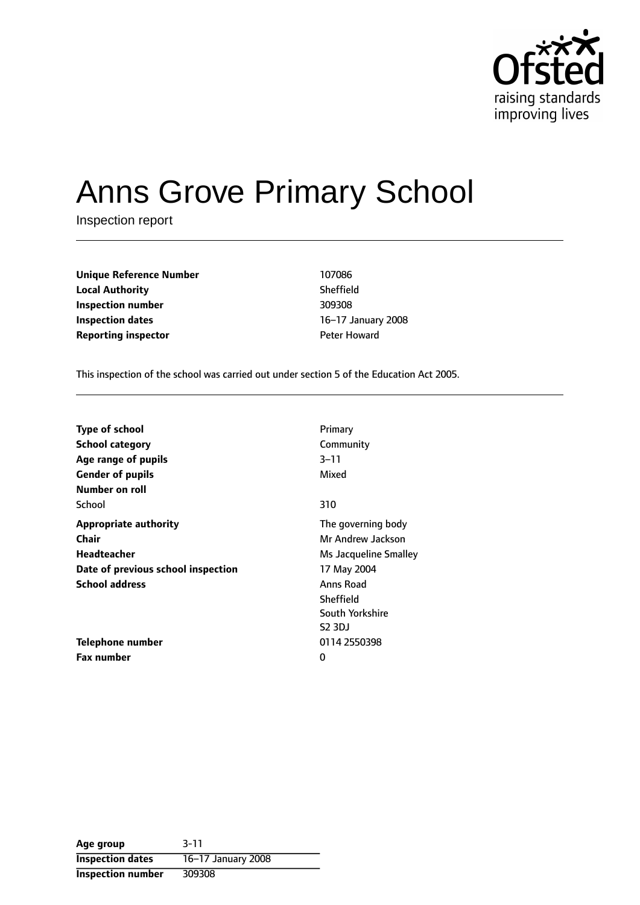# Anns Grove Primary School

Inspection report

| | |
|---|---|
| **Unique Reference Number** | 107086 |
| **Local Authority** | Sheffield |
| **Inspection number** | 309308 |
| **Inspection dates** | 16–17 January 2008 |
| **Reporting inspector** | Peter Howard |

This inspection of the school was carried out under section 5 of the Education Act 2005.

| | |
|---|---|
| **Type of school** | Primary |
| **School category** | Community |
| **Age range of pupils** | 3–11 |
| **Gender of pupils** | Mixed |
| **Number on roll** | |
| School | 310 |
| **Appropriate authority** | The governing body |
| **Chair** | Mr Andrew Jackson |
| **Headteacher** | Ms Jacqueline Smalley |
| **Date of previous school inspection** | 17 May 2004 |
| **School address** | Anns Road<br>Sheffield<br>South Yorkshire<br>S2 3DJ |
| **Telephone number** | 0114 2550398 |
| **Fax number** | 0 |

| | |
|---|---|
| **Age group** | 3-11 |
| **Inspection dates** | 16–17 January 2008 |
| **Inspection number** | 309308 |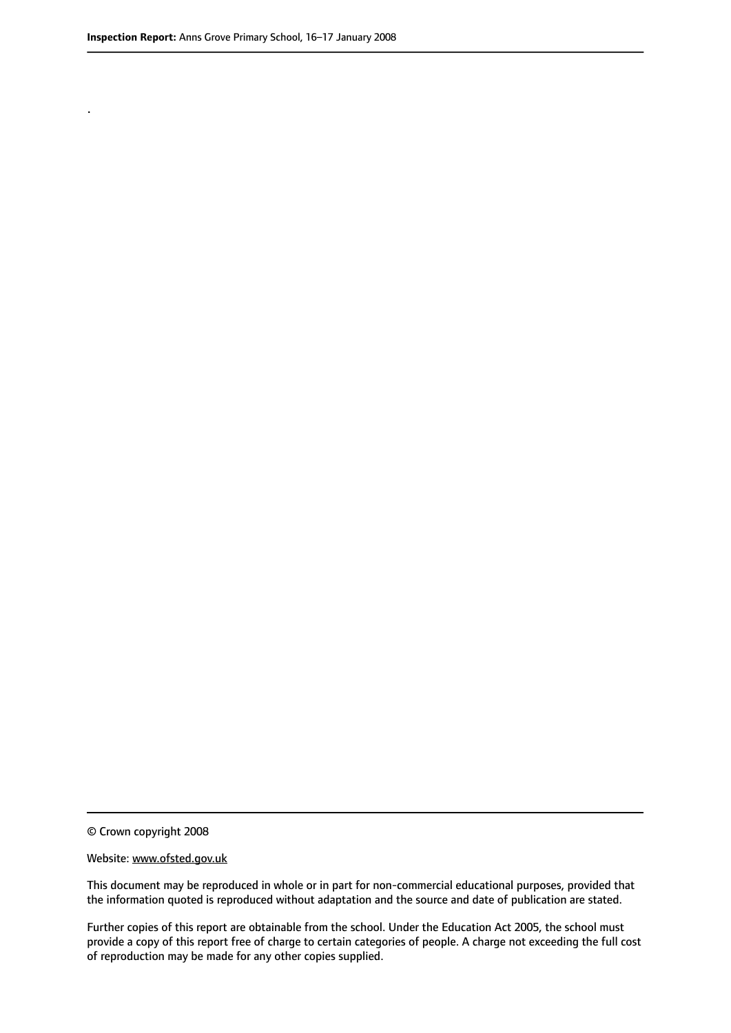.

© Crown copyright 2008

Website: www.ofsted.gov.uk

This document may be reproduced in whole or in part for non-commercial educational purposes, provided that the information quoted is reproduced without adaptation and the source and date of publication are stated.

Further copies of this report are obtainable from the school. Under the Education Act 2005, the school must provide a copy of this report free of charge to certain categories of people. A charge not exceeding the full cost of reproduction may be made for any other copies supplied.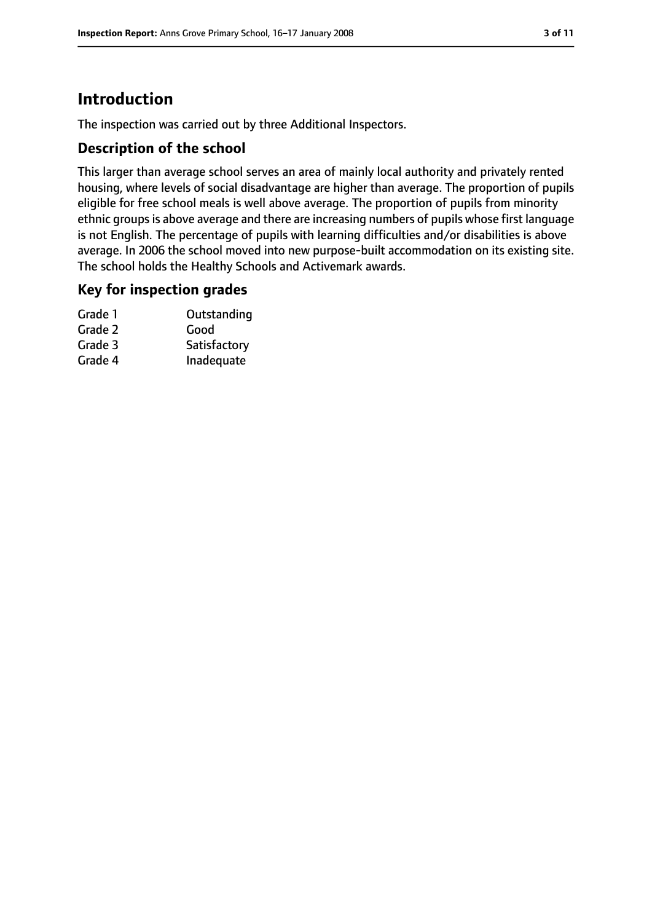# Introduction

The inspection was carried out by three Additional Inspectors.

## Description of the school

This larger than average school serves an area of mainly local authority and privately rented housing, where levels of social disadvantage are higher than average. The proportion of pupils eligible for free school meals is well above average. The proportion of pupils from minority ethnic groups is above average and there are increasing numbers of pupils whose first language is not English. The percentage of pupils with learning difficulties and/or disabilities is above average. In 2006 the school moved into new purpose-built accommodation on its existing site. The school holds the Healthy Schools and Activemark awards.

## Key for inspection grades

| | |
|---|---|
| Grade 1 | Outstanding |
| Grade 2 | Good |
| Grade 3 | Satisfactory |
| Grade 4 | Inadequate |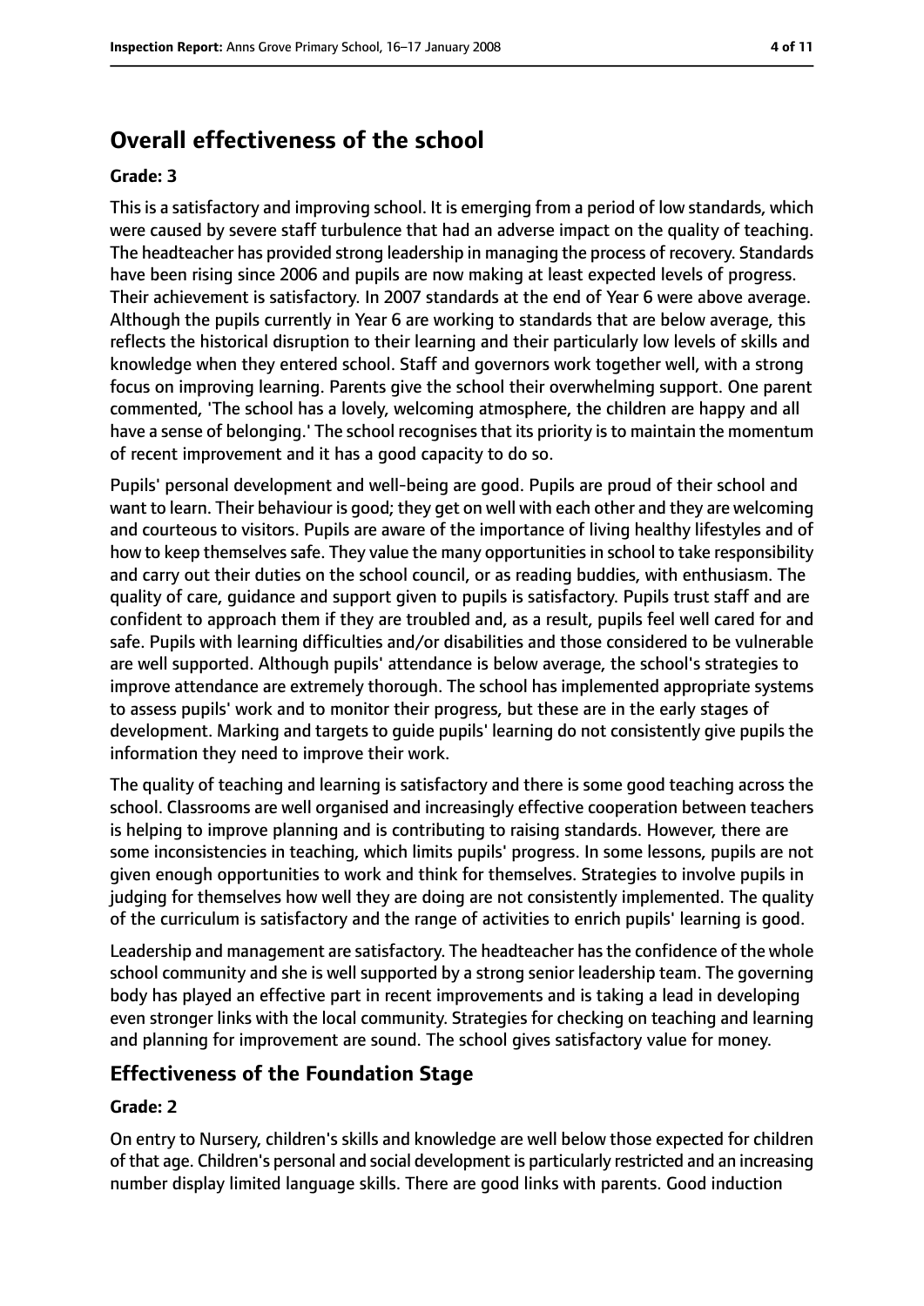## Overall effectiveness of the school

**Grade: 3**

This is a satisfactory and improving school. It is emerging from a period of low standards, which were caused by severe staff turbulence that had an adverse impact on the quality of teaching. The headteacher has provided strong leadership in managing the process of recovery. Standards have been rising since 2006 and pupils are now making at least expected levels of progress. Their achievement is satisfactory. In 2007 standards at the end of Year 6 were above average. Although the pupils currently in Year 6 are working to standards that are below average, this reflects the historical disruption to their learning and their particularly low levels of skills and knowledge when they entered school. Staff and governors work together well, with a strong focus on improving learning. Parents give the school their overwhelming support. One parent commented, 'The school has a lovely, welcoming atmosphere, the children are happy and all have a sense of belonging.' The school recognises that its priority is to maintain the momentum of recent improvement and it has a good capacity to do so.

Pupils' personal development and well-being are good. Pupils are proud of their school and want to learn. Their behaviour is good; they get on well with each other and they are welcoming and courteous to visitors. Pupils are aware of the importance of living healthy lifestyles and of how to keep themselves safe. They value the many opportunities in school to take responsibility and carry out their duties on the school council, or as reading buddies, with enthusiasm. The quality of care, guidance and support given to pupils is satisfactory. Pupils trust staff and are confident to approach them if they are troubled and, as a result, pupils feel well cared for and safe. Pupils with learning difficulties and/or disabilities and those considered to be vulnerable are well supported. Although pupils' attendance is below average, the school's strategies to improve attendance are extremely thorough. The school has implemented appropriate systems to assess pupils' work and to monitor their progress, but these are in the early stages of development. Marking and targets to guide pupils' learning do not consistently give pupils the information they need to improve their work.

The quality of teaching and learning is satisfactory and there is some good teaching across the school. Classrooms are well organised and increasingly effective cooperation between teachers is helping to improve planning and is contributing to raising standards. However, there are some inconsistencies in teaching, which limits pupils' progress. In some lessons, pupils are not given enough opportunities to work and think for themselves. Strategies to involve pupils in judging for themselves how well they are doing are not consistently implemented. The quality of the curriculum is satisfactory and the range of activities to enrich pupils' learning is good.

Leadership and management are satisfactory. The headteacher has the confidence of the whole school community and she is well supported by a strong senior leadership team. The governing body has played an effective part in recent improvements and is taking a lead in developing even stronger links with the local community. Strategies for checking on teaching and learning and planning for improvement are sound. The school gives satisfactory value for money.

## Effectiveness of the Foundation Stage

**Grade: 2**

On entry to Nursery, children's skills and knowledge are well below those expected for children of that age. Children's personal and social development is particularly restricted and an increasing number display limited language skills. There are good links with parents. Good induction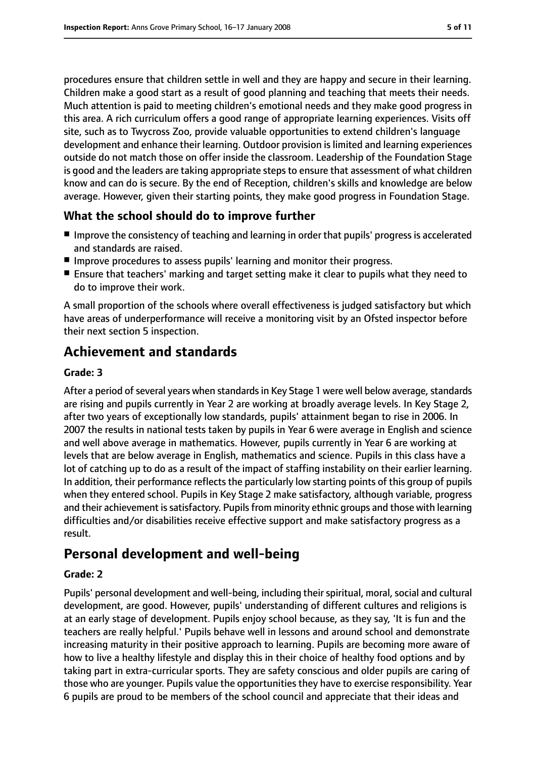procedures ensure that children settle in well and they are happy and secure in their learning. Children make a good start as a result of good planning and teaching that meets their needs. Much attention is paid to meeting children's emotional needs and they make good progress in this area. A rich curriculum offers a good range of appropriate learning experiences. Visits off site, such as to Twycross Zoo, provide valuable opportunities to extend children's language development and enhance their learning. Outdoor provision is limited and learning experiences outside do not match those on offer inside the classroom. Leadership of the Foundation Stage is good and the leaders are taking appropriate steps to ensure that assessment of what children know and can do is secure. By the end of Reception, children's skills and knowledge are below average. However, given their starting points, they make good progress in Foundation Stage.

### What the school should do to improve further

- Improve the consistency of teaching and learning in order that pupils' progress is accelerated and standards are raised.
- Improve procedures to assess pupils' learning and monitor their progress.
- Ensure that teachers' marking and target setting make it clear to pupils what they need to do to improve their work.

A small proportion of the schools where overall effectiveness is judged satisfactory but which have areas of underperformance will receive a monitoring visit by an Ofsted inspector before their next section 5 inspection.

## Achievement and standards

#### Grade: 3

After a period of several years when standards in Key Stage 1 were well below average, standards are rising and pupils currently in Year 2 are working at broadly average levels. In Key Stage 2, after two years of exceptionally low standards, pupils' attainment began to rise in 2006. In 2007 the results in national tests taken by pupils in Year 6 were average in English and science and well above average in mathematics. However, pupils currently in Year 6 are working at levels that are below average in English, mathematics and science. Pupils in this class have a lot of catching up to do as a result of the impact of staffing instability on their earlier learning. In addition, their performance reflects the particularly low starting points of this group of pupils when they entered school. Pupils in Key Stage 2 make satisfactory, although variable, progress and their achievement is satisfactory. Pupils from minority ethnic groups and those with learning difficulties and/or disabilities receive effective support and make satisfactory progress as a result.

## Personal development and well-being

#### Grade: 2

Pupils' personal development and well-being, including their spiritual, moral, social and cultural development, are good. However, pupils' understanding of different cultures and religions is at an early stage of development. Pupils enjoy school because, as they say, 'It is fun and the teachers are really helpful.' Pupils behave well in lessons and around school and demonstrate increasing maturity in their positive approach to learning. Pupils are becoming more aware of how to live a healthy lifestyle and display this in their choice of healthy food options and by taking part in extra-curricular sports. They are safety conscious and older pupils are caring of those who are younger. Pupils value the opportunities they have to exercise responsibility. Year 6 pupils are proud to be members of the school council and appreciate that their ideas and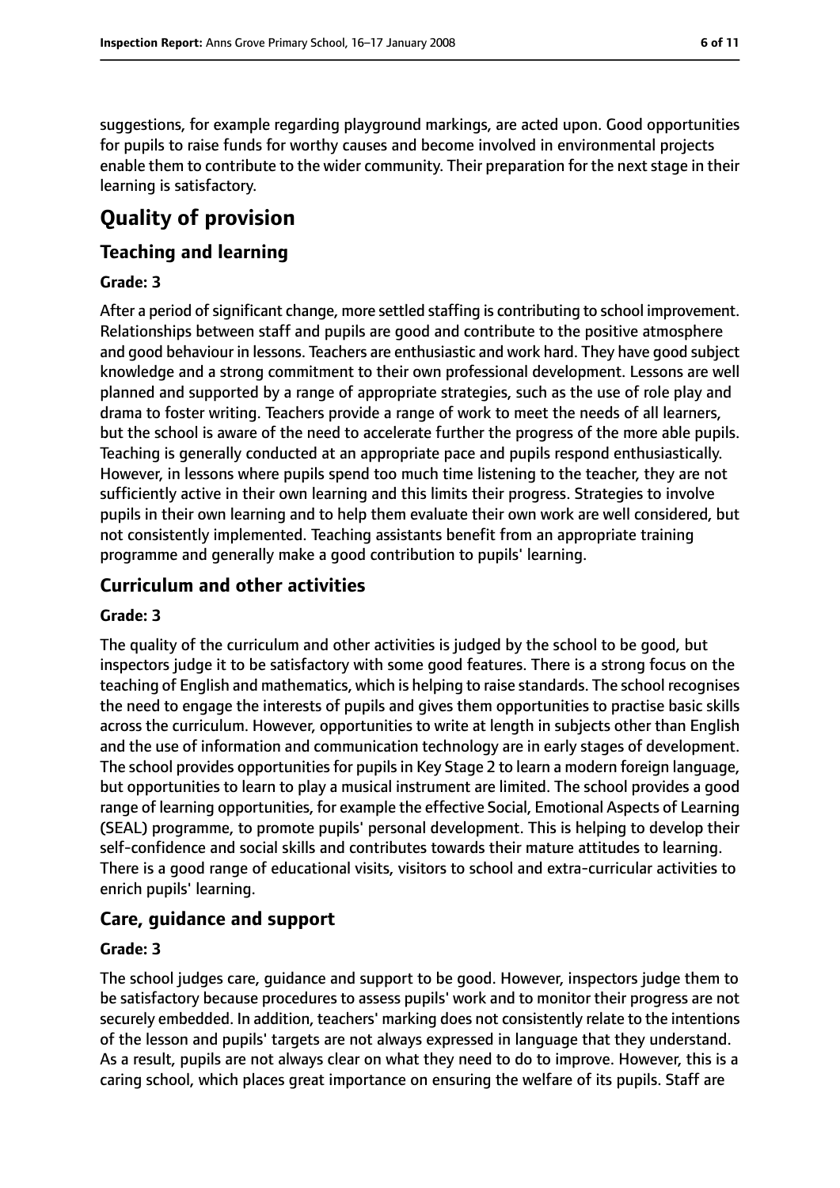suggestions, for example regarding playground markings, are acted upon. Good opportunities for pupils to raise funds for worthy causes and become involved in environmental projects enable them to contribute to the wider community. Their preparation for the next stage in their learning is satisfactory.

# Quality of provision

## Teaching and learning

**Grade: 3**

After a period of significant change, more settled staffing is contributing to school improvement. Relationships between staff and pupils are good and contribute to the positive atmosphere and good behaviour in lessons. Teachers are enthusiastic and work hard. They have good subject knowledge and a strong commitment to their own professional development. Lessons are well planned and supported by a range of appropriate strategies, such as the use of role play and drama to foster writing. Teachers provide a range of work to meet the needs of all learners, but the school is aware of the need to accelerate further the progress of the more able pupils. Teaching is generally conducted at an appropriate pace and pupils respond enthusiastically. However, in lessons where pupils spend too much time listening to the teacher, they are not sufficiently active in their own learning and this limits their progress. Strategies to involve pupils in their own learning and to help them evaluate their own work are well considered, but not consistently implemented. Teaching assistants benefit from an appropriate training programme and generally make a good contribution to pupils' learning.

## Curriculum and other activities

**Grade: 3**

The quality of the curriculum and other activities is judged by the school to be good, but inspectors judge it to be satisfactory with some good features. There is a strong focus on the teaching of English and mathematics, which is helping to raise standards. The school recognises the need to engage the interests of pupils and gives them opportunities to practise basic skills across the curriculum. However, opportunities to write at length in subjects other than English and the use of information and communication technology are in early stages of development. The school provides opportunities for pupils in Key Stage 2 to learn a modern foreign language, but opportunities to learn to play a musical instrument are limited. The school provides a good range of learning opportunities, for example the effective Social, Emotional Aspects of Learning (SEAL) programme, to promote pupils' personal development. This is helping to develop their self-confidence and social skills and contributes towards their mature attitudes to learning. There is a good range of educational visits, visitors to school and extra-curricular activities to enrich pupils' learning.

## Care, guidance and support

**Grade: 3**

The school judges care, guidance and support to be good. However, inspectors judge them to be satisfactory because procedures to assess pupils' work and to monitor their progress are not securely embedded. In addition, teachers' marking does not consistently relate to the intentions of the lesson and pupils' targets are not always expressed in language that they understand. As a result, pupils are not always clear on what they need to do to improve. However, this is a caring school, which places great importance on ensuring the welfare of its pupils. Staff are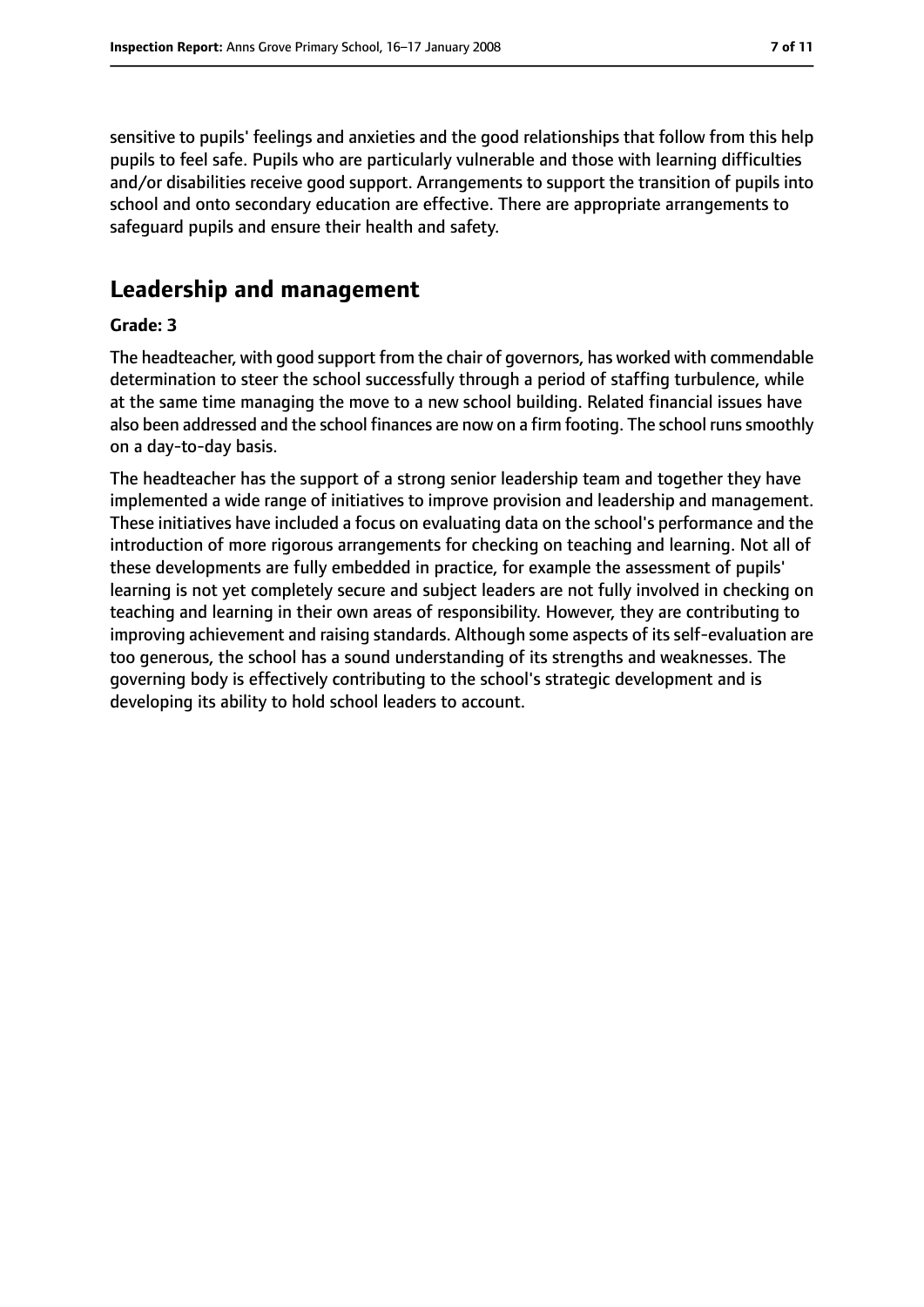sensitive to pupils' feelings and anxieties and the good relationships that follow from this help pupils to feel safe. Pupils who are particularly vulnerable and those with learning difficulties and/or disabilities receive good support. Arrangements to support the transition of pupils into school and onto secondary education are effective. There are appropriate arrangements to safeguard pupils and ensure their health and safety.

## Leadership and management

**Grade: 3**

The headteacher, with good support from the chair of governors, has worked with commendable determination to steer the school successfully through a period of staffing turbulence, while at the same time managing the move to a new school building. Related financial issues have also been addressed and the school finances are now on a firm footing. The school runs smoothly on a day-to-day basis.

The headteacher has the support of a strong senior leadership team and together they have implemented a wide range of initiatives to improve provision and leadership and management. These initiatives have included a focus on evaluating data on the school's performance and the introduction of more rigorous arrangements for checking on teaching and learning. Not all of these developments are fully embedded in practice, for example the assessment of pupils' learning is not yet completely secure and subject leaders are not fully involved in checking on teaching and learning in their own areas of responsibility. However, they are contributing to improving achievement and raising standards. Although some aspects of its self-evaluation are too generous, the school has a sound understanding of its strengths and weaknesses. The governing body is effectively contributing to the school's strategic development and is developing its ability to hold school leaders to account.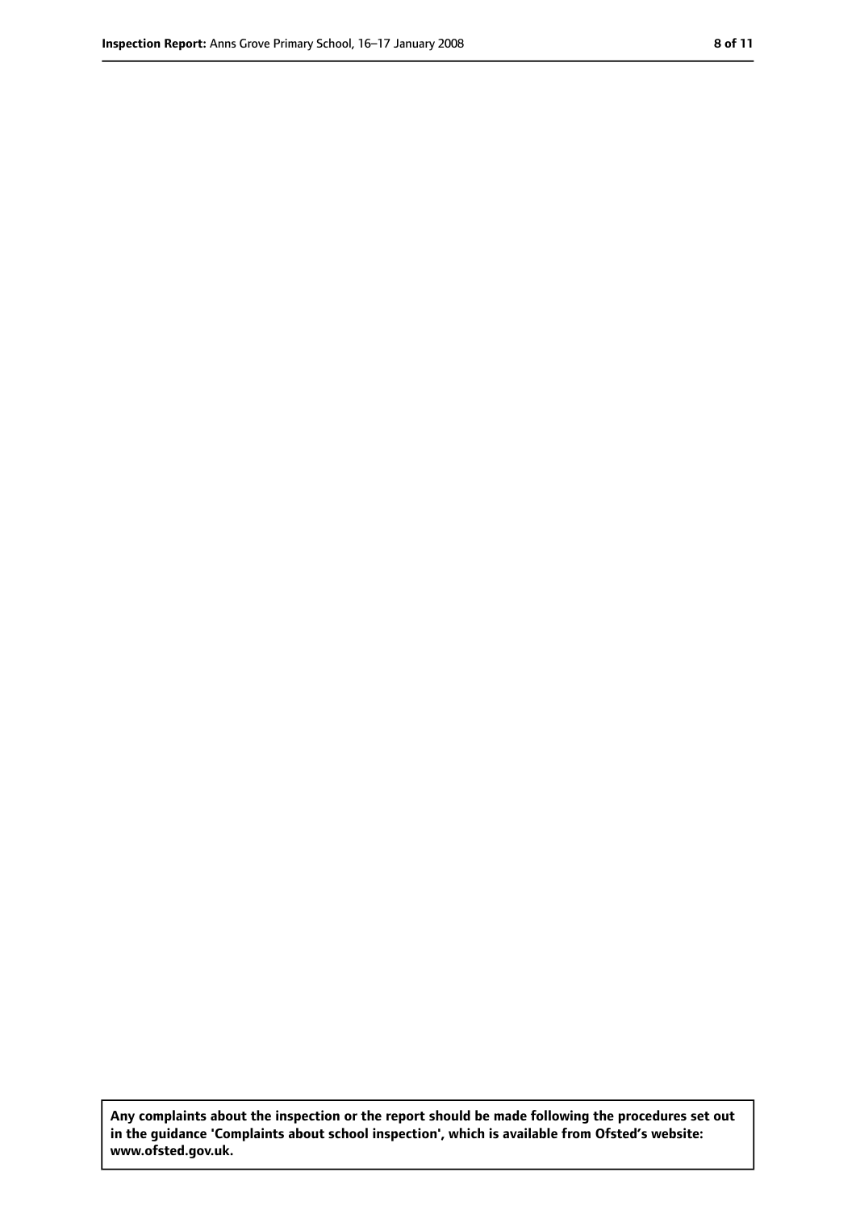**Any complaints about the inspection or the report should be made following the procedures set out in the guidance 'Complaints about school inspection', which is available from Ofsted's website: www.ofsted.gov.uk.**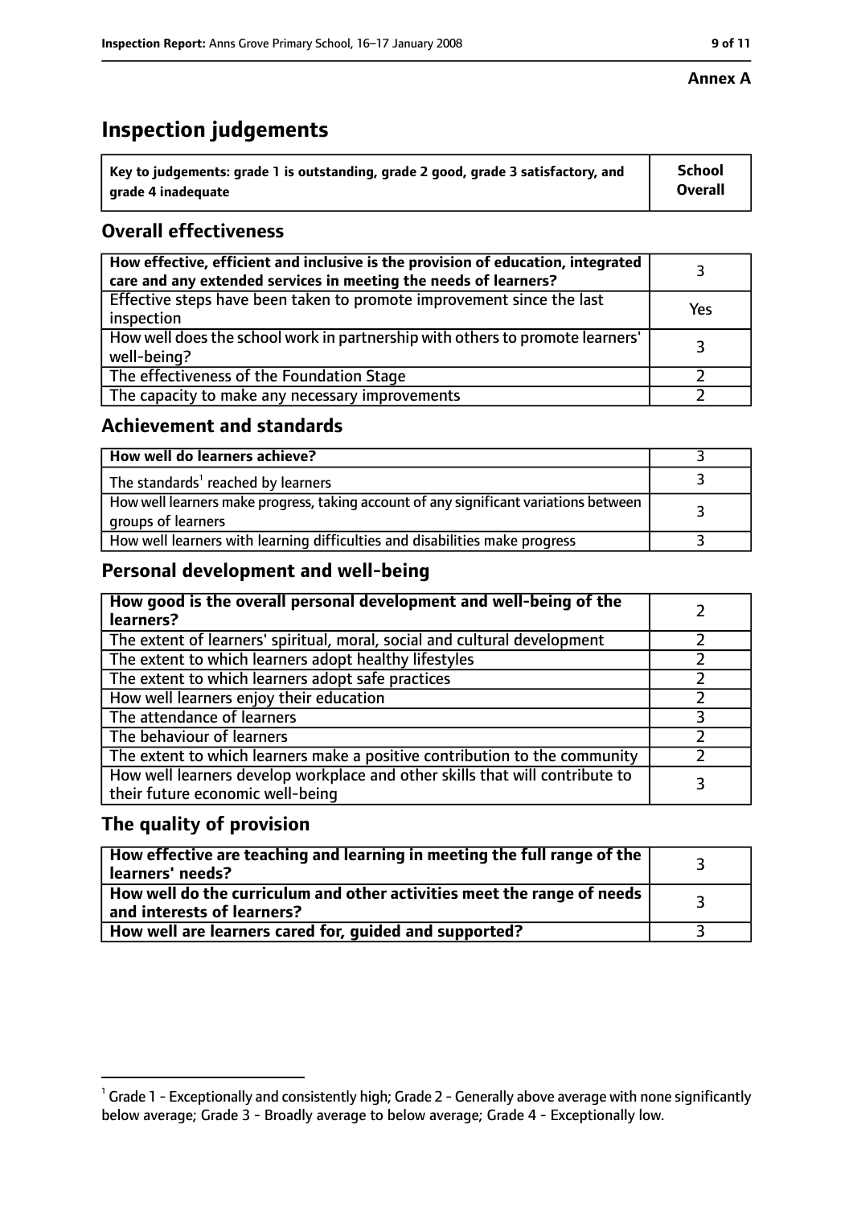**Annex A**

# Inspection judgements

| Key to judgements: grade 1 is outstanding, grade 2 good, grade 3 satisfactory, and grade 4 inadequate | School Overall |
|---|---|

## Overall effectiveness

| | |
|---|---|
| How effective, efficient and inclusive is the provision of education, integrated care and any extended services in meeting the needs of learners? | 3 |
| Effective steps have been taken to promote improvement since the last inspection | Yes |
| How well does the school work in partnership with others to promote learners' well-being? | 3 |
| The effectiveness of the Foundation Stage | 2 |
| The capacity to make any necessary improvements | 2 |

## Achievement and standards

| | |
|---|---|
| How well do learners achieve? | 3 |
| The standards[1] reached by learners | 3 |
| How well learners make progress, taking account of any significant variations between groups of learners | 3 |
| How well learners with learning difficulties and disabilities make progress | 3 |

## Personal development and well-being

| | |
|---|---|
| How good is the overall personal development and well-being of the learners? | 2 |
| The extent of learners' spiritual, moral, social and cultural development | 2 |
| The extent to which learners adopt healthy lifestyles | 2 |
| The extent to which learners adopt safe practices | 2 |
| How well learners enjoy their education | 2 |
| The attendance of learners | 3 |
| The behaviour of learners | 2 |
| The extent to which learners make a positive contribution to the community | 2 |
| How well learners develop workplace and other skills that will contribute to their future economic well-being | 3 |

## The quality of provision

| | |
|---|---|
| How effective are teaching and learning in meeting the full range of the learners' needs? | 3 |
| How well do the curriculum and other activities meet the range of needs and interests of learners? | 3 |
| How well are learners cared for, guided and supported? | 3 |

[1] Grade 1 - Exceptionally and consistently high; Grade 2 - Generally above average with none significantly below average; Grade 3 - Broadly average to below average; Grade 4 - Exceptionally low.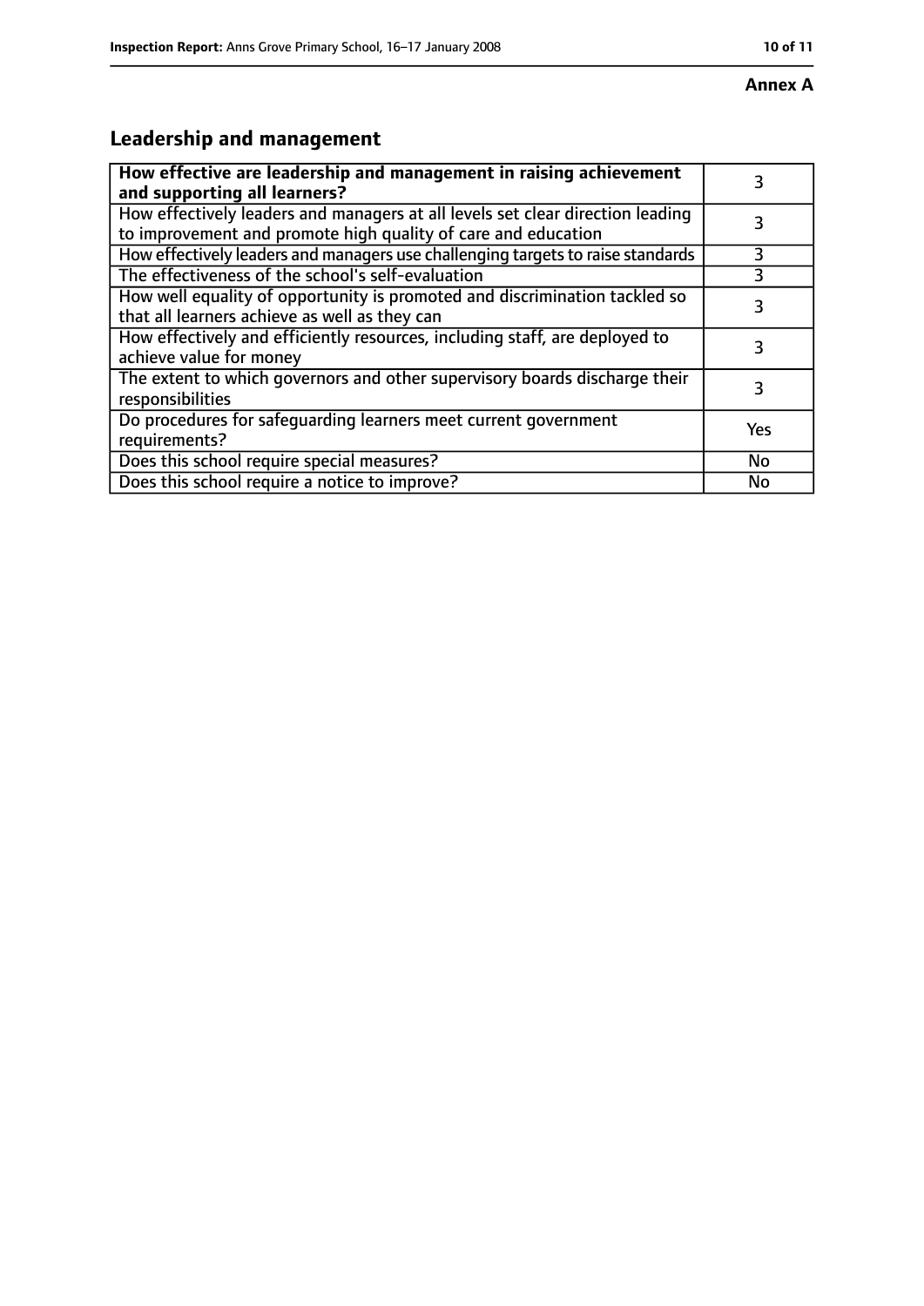**Annex A**

## Leadership and management

| **How effective are leadership and management in raising achievement and supporting all learners?** | 3 |
|---|---|
| How effectively leaders and managers at all levels set clear direction leading to improvement and promote high quality of care and education | 3 |
| How effectively leaders and managers use challenging targets to raise standards | 3 |
| The effectiveness of the school's self-evaluation | 3 |
| How well equality of opportunity is promoted and discrimination tackled so that all learners achieve as well as they can | 3 |
| How effectively and efficiently resources, including staff, are deployed to achieve value for money | 3 |
| The extent to which governors and other supervisory boards discharge their responsibilities | 3 |
| Do procedures for safeguarding learners meet current government requirements? | Yes |
| Does this school require special measures? | No |
| Does this school require a notice to improve? | No |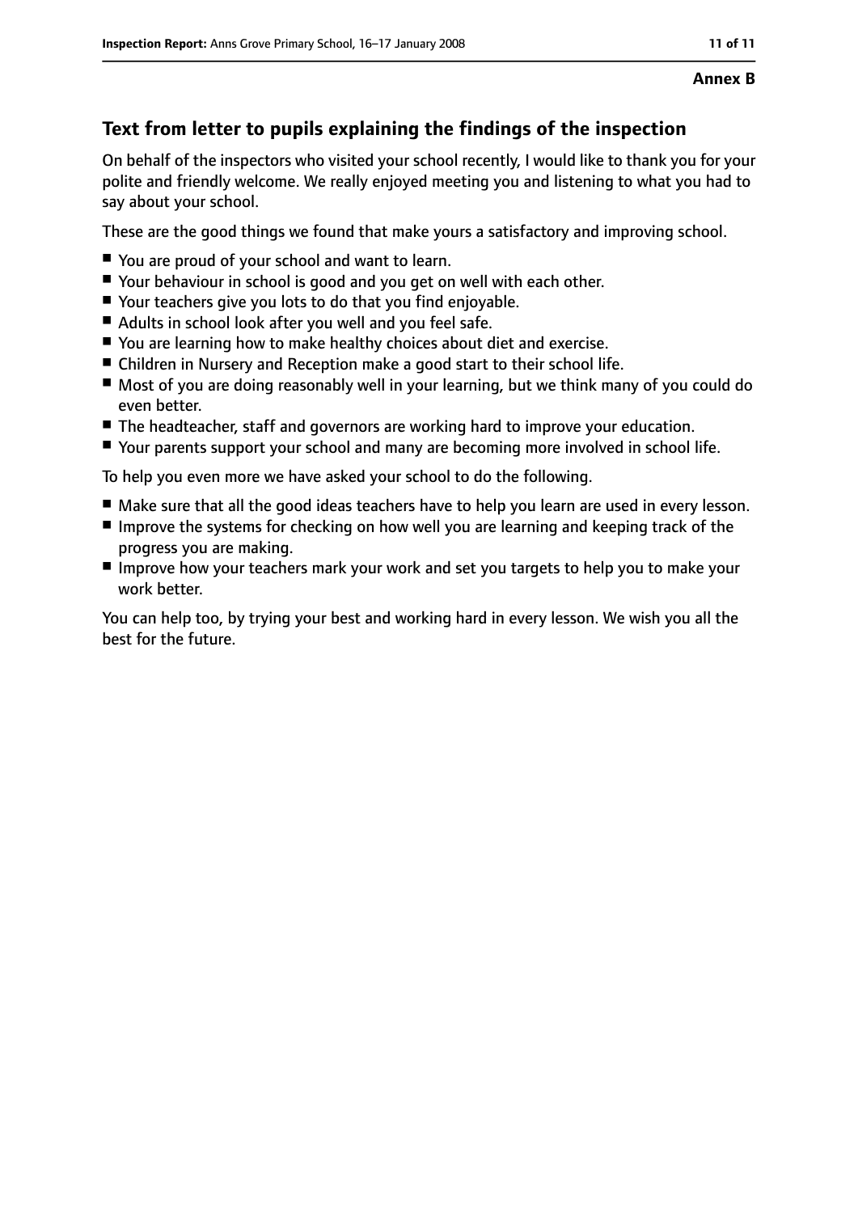**Annex B**

## Text from letter to pupils explaining the findings of the inspection

On behalf of the inspectors who visited your school recently, I would like to thank you for your polite and friendly welcome. We really enjoyed meeting you and listening to what you had to say about your school.

These are the good things we found that make yours a satisfactory and improving school.

- You are proud of your school and want to learn.
- Your behaviour in school is good and you get on well with each other.
- Your teachers give you lots to do that you find enjoyable.
- Adults in school look after you well and you feel safe.
- You are learning how to make healthy choices about diet and exercise.
- Children in Nursery and Reception make a good start to their school life.
- Most of you are doing reasonably well in your learning, but we think many of you could do even better.
- The headteacher, staff and governors are working hard to improve your education.
- Your parents support your school and many are becoming more involved in school life.

To help you even more we have asked your school to do the following.

- Make sure that all the good ideas teachers have to help you learn are used in every lesson.
- Improve the systems for checking on how well you are learning and keeping track of the progress you are making.
- Improve how your teachers mark your work and set you targets to help you to make your work better.

You can help too, by trying your best and working hard in every lesson. We wish you all the best for the future.